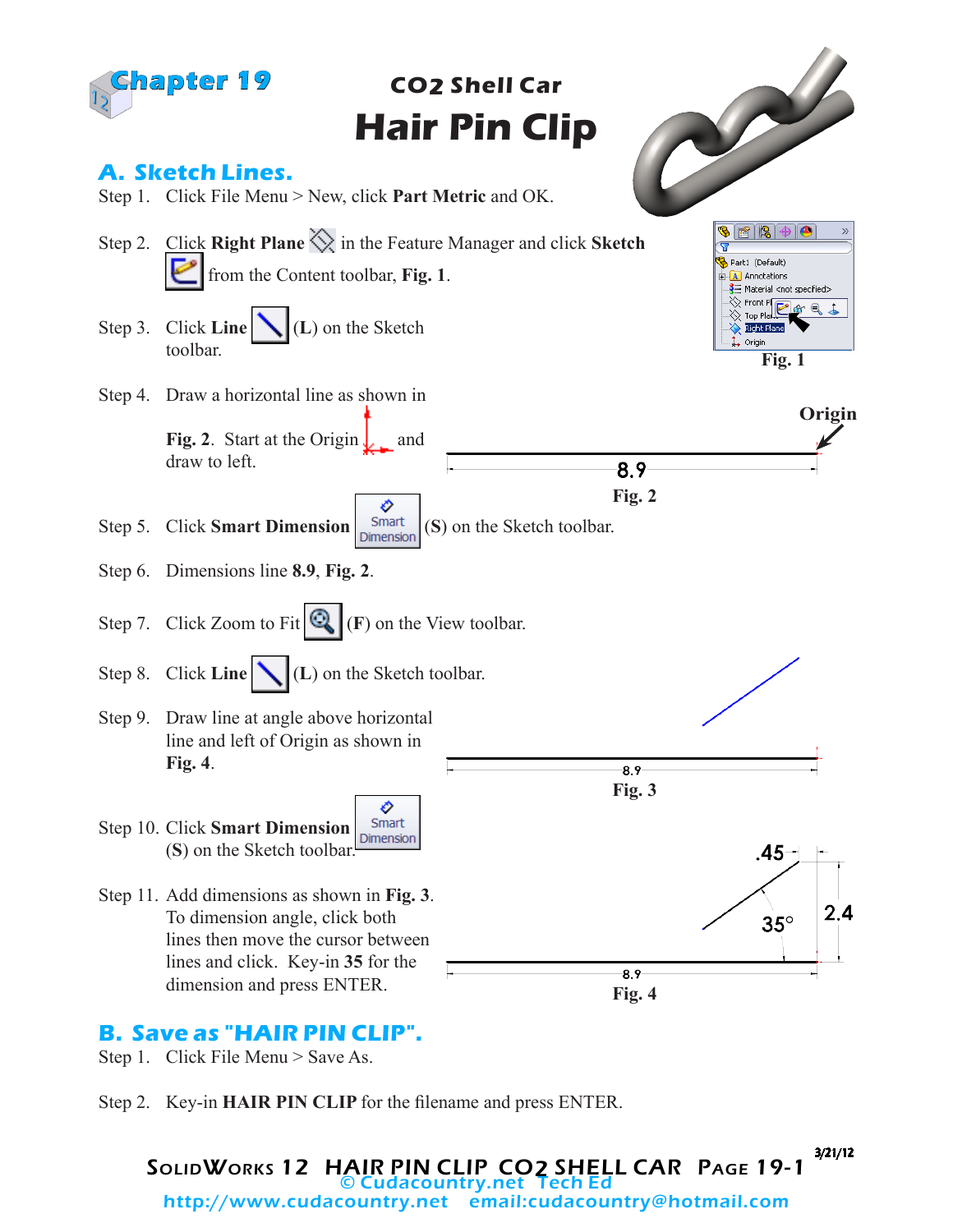Chapter 19

# CO2 Shell Car
# Hair Pin Clip

## A. Sketch Lines.

Step 1. Click File Menu > New, click **Part Metric** and OK.

Step 2. Click **Right Plane** in the Feature Manager and click **Sketch** from the Content toolbar, **Fig. 1**.

Fig. 1

Step 3. Click **Line** (**L**) on the Sketch toolbar.

Step 4. Draw a horizontal line as shown in **Fig. 2**. Start at the Origin and draw to left.

Origin

8.9

Fig. 2

Step 5. Click **Smart Dimension** (**S**) on the Sketch toolbar.

Step 6. Dimensions line **8.9**, **Fig. 2**.

Step 7. Click Zoom to Fit (**F**) on the View toolbar.

Step 8. Click **Line** (**L**) on the Sketch toolbar.

Step 9. Draw line at angle above horizontal line and left of Origin as shown in **Fig. 4**.

8.9

Fig. 3

Step 10. Click **Smart Dimension** (**S**) on the Sketch toolbar.

Step 11. Add dimensions as shown in **Fig. 3**. To dimension angle, click both lines then move the cursor between lines and click. Key-in **35** for the dimension and press ENTER.

.45

35°

2.4

8.9

Fig. 4

## B. Save as "HAIR PIN CLIP".

Step 1. Click File Menu > Save As.

Step 2. Key-in **HAIR PIN CLIP** for the filename and press ENTER.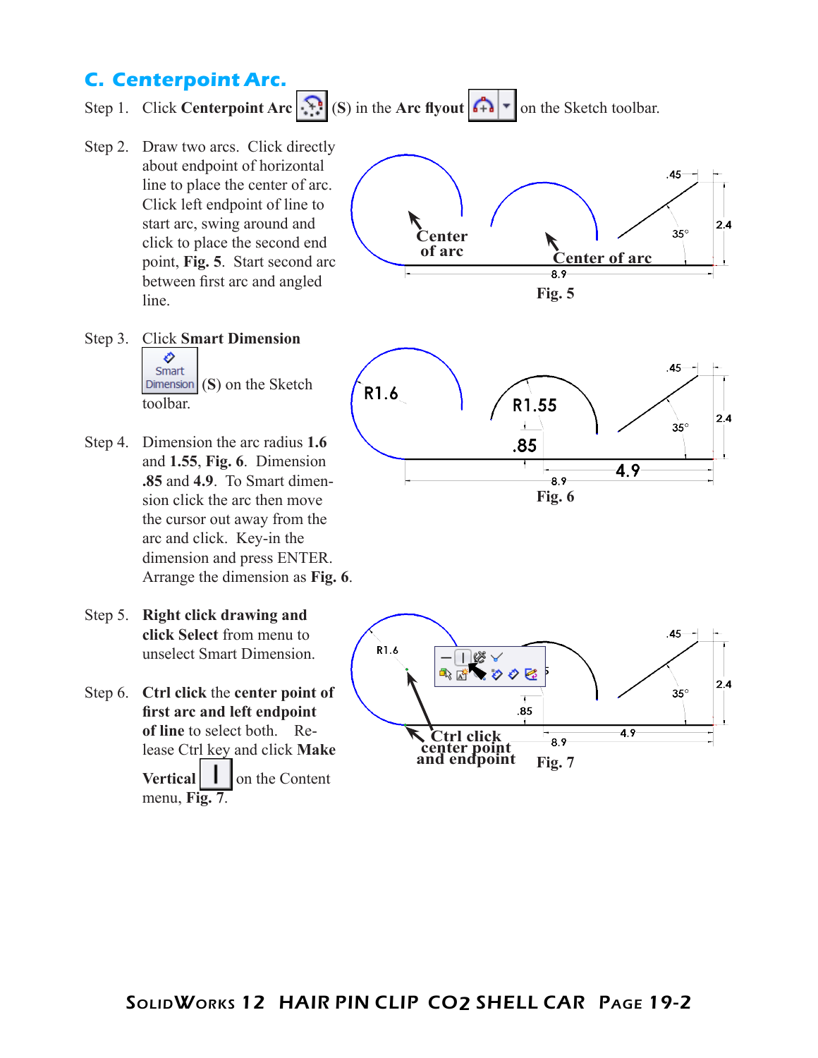## C. Centerpoint Arc.

Step 1. Click **Centerpoint Arc** (**S**) in the **Arc flyout** on the Sketch toolbar.

Step 2. Draw two arcs. Click directly about endpoint of horizontal line to place the center of arc. Click left endpoint of line to start arc, swing around and click to place the second end point, **Fig. 5**. Start second arc between first arc and angled line.

**Fig. 5**

Step 3. Click **Smart Dimension** (**S**) on the Sketch toolbar.

Step 4. Dimension the arc radius **1.6** and **1.55**, **Fig. 6**. Dimension **.85** and **4.9**. To Smart dimension click the arc then move the cursor out away from the arc and click. Key-in the dimension and press ENTER. Arrange the dimension as **Fig. 6**.

**Fig. 6**

Step 5. **Right click drawing and click Select** from menu to unselect Smart Dimension.

Step 6. **Ctrl click** the **center point of first arc and left endpoint of line** to select both. Release Ctrl key and click **Make Vertical** on the Content menu, **Fig. 7**.

**Fig. 7**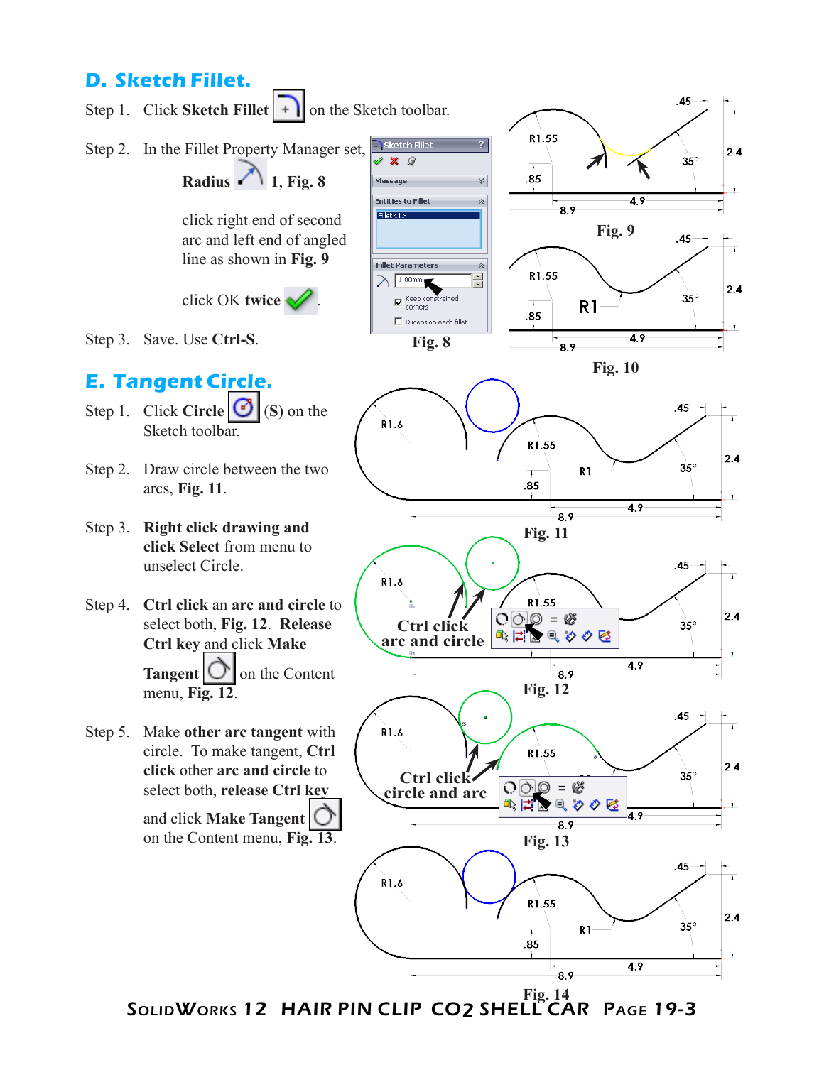## D. Sketch Fillet.

Step 1. Click **Sketch Fillet** on the Sketch toolbar.

Step 2. In the Fillet Property Manager set,

**Radius** 1, **Fig. 8**

click right end of second arc and left end of angled line as shown in **Fig. 9**

click OK **twice**.

Step 3. Save. Use **Ctrl-S**.

Fig. 8

Fig. 9

Fig. 10

## E. Tangent Circle.

Step 1. Click **Circle** (**S**) on the Sketch toolbar.

Step 2. Draw circle between the two arcs, **Fig. 11**.

Step 3. **Right click drawing and click Select** from menu to unselect Circle.

Step 4. **Ctrl click** an **arc and circle** to select both, **Fig. 12**. **Release Ctrl key** and click **Make Tangent** on the Content menu, **Fig. 12**.

Step 5. Make **other arc tangent** with circle. To make tangent, **Ctrl click** other **arc and circle** to select both, **release Ctrl key** and click **Make Tangent** on the Content menu, **Fig. 13**.

Fig. 11

Fig. 12

Fig. 13

Fig. 14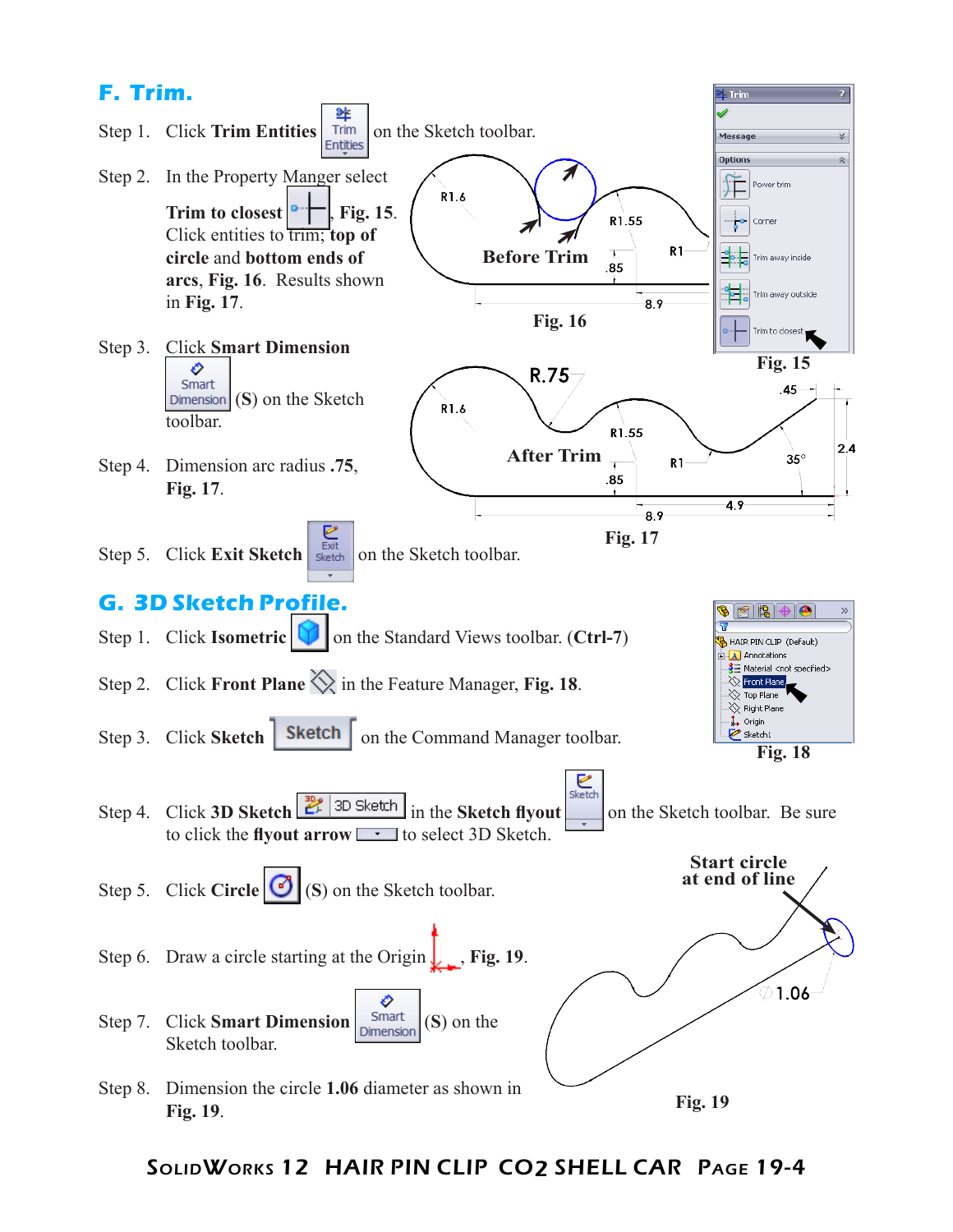## F. Trim.

Step 1. Click **Trim Entities** on the Sketch toolbar.

Step 2. In the Property Manger select **Trim to closest**, **Fig. 15**. Click entities to trim; **top of circle** and **bottom ends of arcs**, **Fig. 16**. Results shown in **Fig. 17**.

Step 3. Click **Smart Dimension** (**S**) on the Sketch toolbar.

Step 4. Dimension arc radius **.75**, **Fig. 17**.

Step 5. Click **Exit Sketch** on the Sketch toolbar.

Fig. 16

Fig. 15

Fig. 17

## G. 3D Sketch Profile.

Step 1. Click **Isometric** on the Standard Views toolbar. (**Ctrl-7**)

Step 2. Click **Front Plane** in the Feature Manager, **Fig. 18**.

Step 3. Click **Sketch** on the Command Manager toolbar.

Step 4. Click **3D Sketch** in the **Sketch flyout** on the Sketch toolbar. Be sure to click the **flyout arrow** to select 3D Sketch.

Step 5. Click **Circle** (**S**) on the Sketch toolbar.

Step 6. Draw a circle starting at the Origin, **Fig. 19**.

Step 7. Click **Smart Dimension** (**S**) on the Sketch toolbar.

Step 8. Dimension the circle **1.06** diameter as shown in **Fig. 19**.

Fig. 18

Fig. 19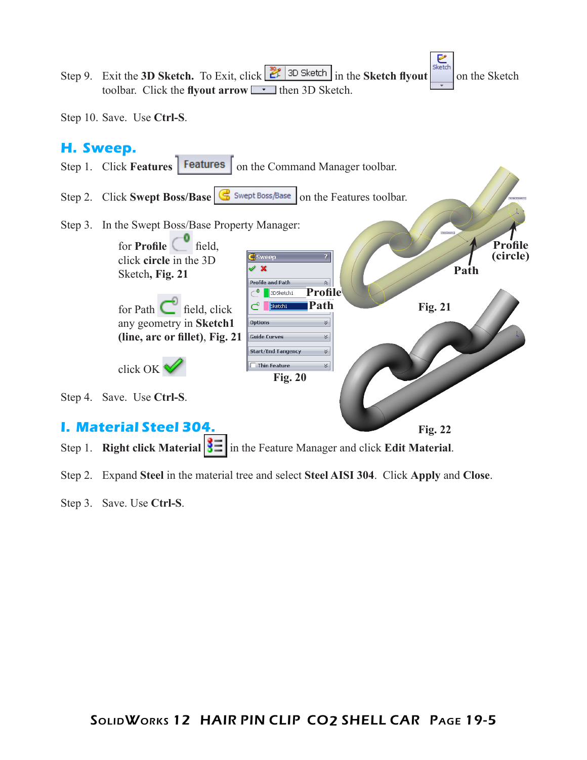Step 9. Exit the **3D Sketch.** To Exit, click 3D Sketch in the **Sketch flyout** on the Sketch toolbar. Click the **flyout arrow** then 3D Sketch.

Step 10. Save. Use **Ctrl-S**.

## H. Sweep.

Step 1. Click **Features** Features on the Command Manager toolbar.

Step 2. Click **Swept Boss/Base** Swept Boss/Base on the Features toolbar.

Step 3. In the Swept Boss/Base Property Manager:

for **Profile** field, click **circle** in the 3D Sketch, **Fig. 21**

for Path field, click any geometry in **Sketch1 (line, arc or fillet)**, **Fig. 21**

click OK

Sweep
Profile and Path
3DSketch1 **Profile**
Sketch1 **Path**
Options
Guide Curves
Start/End Tangency
Thin Feature

**Fig. 20**

**Profile (circle)**
**Path**

**Fig. 21**

**Fig. 22**

Step 4. Save. Use **Ctrl-S**.

## I. Material Steel 304.

Step 1. **Right click Material** in the Feature Manager and click **Edit Material**.

Step 2. Expand **Steel** in the material tree and select **Steel AISI 304**. Click **Apply** and **Close**.

Step 3. Save. Use **Ctrl-S**.